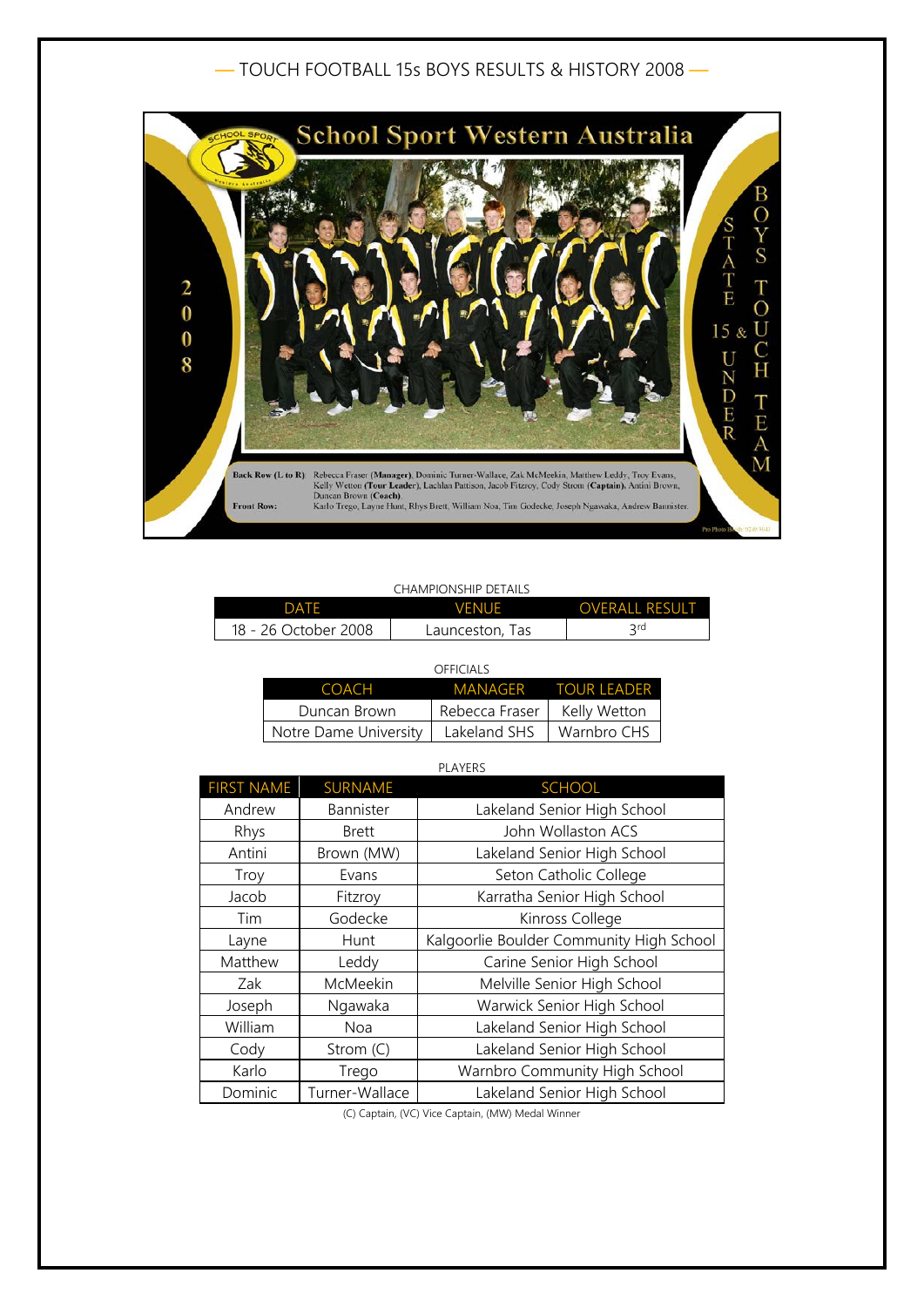# — TOUCH FOOTBALL 15s BOYS RESULTS & HISTORY 2008 —

School Sport Western Australia

2008 STATE 15 & UNDER BOYS TOUCH TEAM

**Back Row (L to R):** Rebecca Fraser (**Manager**), Dominic Turner-Wallace, Zak McMeekin, Matthew Leddy, Troy Evans, Kelly Wetton (**Tour Leader**), Lachlan Pattison, Jacob Fitzroy, Cody Strom (**Captain**), Antini Brown, Duncan Brown (**Coach**).
**Front Row:** Karlo Trego, Layne Hunt, Rhys Brett, William Noa, Tim Godecke, Joseph Ngawaka, Andrew Bannister.

CHAMPIONSHIP DETAILS

| DATE | VENUE | OVERALL RESULT |
|---|---|---|
| 18 - 26 October 2008 | Launceston, Tas | 3rd |

OFFICIALS

| COACH | MANAGER | TOUR LEADER |
|---|---|---|
| Duncan Brown | Rebecca Fraser | Kelly Wetton |
| Notre Dame University | Lakeland SHS | Warnbro CHS |

PLAYERS

| FIRST NAME | SURNAME | SCHOOL |
|---|---|---|
| Andrew | Bannister | Lakeland Senior High School |
| Rhys | Brett | John Wollaston ACS |
| Antini | Brown (MW) | Lakeland Senior High School |
| Troy | Evans | Seton Catholic College |
| Jacob | Fitzroy | Karratha Senior High School |
| Tim | Godecke | Kinross College |
| Layne | Hunt | Kalgoorlie Boulder Community High School |
| Matthew | Leddy | Carine Senior High School |
| Zak | McMeekin | Melville Senior High School |
| Joseph | Ngawaka | Warwick Senior High School |
| William | Noa | Lakeland Senior High School |
| Cody | Strom (C) | Lakeland Senior High School |
| Karlo | Trego | Warnbro Community High School |
| Dominic | Turner-Wallace | Lakeland Senior High School |

(C) Captain, (VC) Vice Captain, (MW) Medal Winner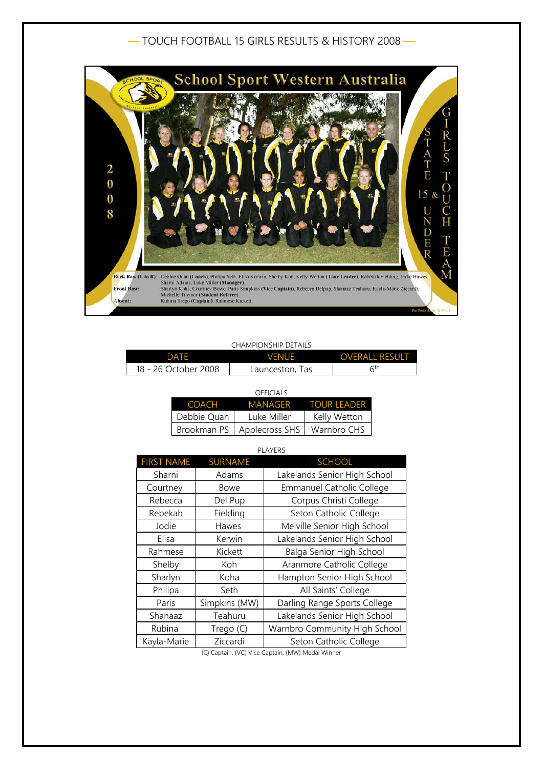# — TOUCH FOOTBALL 15 GIRLS RESULTS & HISTORY 2008 —

School Sport Western Australia

2008

STATE 15 & UNDER GIRLS TOUCH TEAM

**Back Row (L to R):** Debbie Quan **(Coach)**, Philipa Seth, Elisa Kerwin, Shelby Koh, Kelly Wetton **(Tour Leader)**, Rebekah Fielding, Jodie Hawes, Sharni Adams, Luke Miller **(Manager)**.
**Front Row:** Sharlyn Koha, Courtney Bowe, Paris Simpkins **(Vice Captain)**, Rebecca Delpup, Shanaaz Teahuru, Kayla-Marie Ziccardi, Michelle Traynor **(Student Referee)**.
**Absent:** Rubina Trego **(Captain)**, Rahmese Kickett.

CHAMPIONSHIP DETAILS

| DATE | VENUE | OVERALL RESULT |
|---|---|---|
| 18 - 26 October 2008 | Launceston, Tas | 6th |

OFFICIALS

| COACH | MANAGER | TOUR LEADER |
|---|---|---|
| Debbie Quan | Luke Miller | Kelly Wetton |
| Brookman PS | Applecross SHS | Warnbro CHS |

PLAYERS

| FIRST NAME | SURNAME | SCHOOL |
|---|---|---|
| Sharni | Adams | Lakelands Senior High School |
| Courtney | Bowe | Emmanuel Catholic College |
| Rebecca | Del Pup | Corpus Christi College |
| Rebekah | Fielding | Seton Catholic College |
| Jodie | Hawes | Melville Senior High School |
| Elisa | Kerwin | Lakelands Senior High School |
| Rahmese | Kickett | Balga Senior High School |
| Shelby | Koh | Aranmore Catholic College |
| Sharlyn | Koha | Hampton Senior High School |
| Philipa | Seth | All Saints' College |
| Paris | Simpkins (MW) | Darling Range Sports College |
| Shanaaz | Teahuru | Lakelands Senior High School |
| Rubina | Trego (C) | Warnbro Community High School |
| Kayla-Marie | Ziccardi | Seton Catholic College |

(C) Captain, (VC) Vice Captain, (MW) Medal Winner